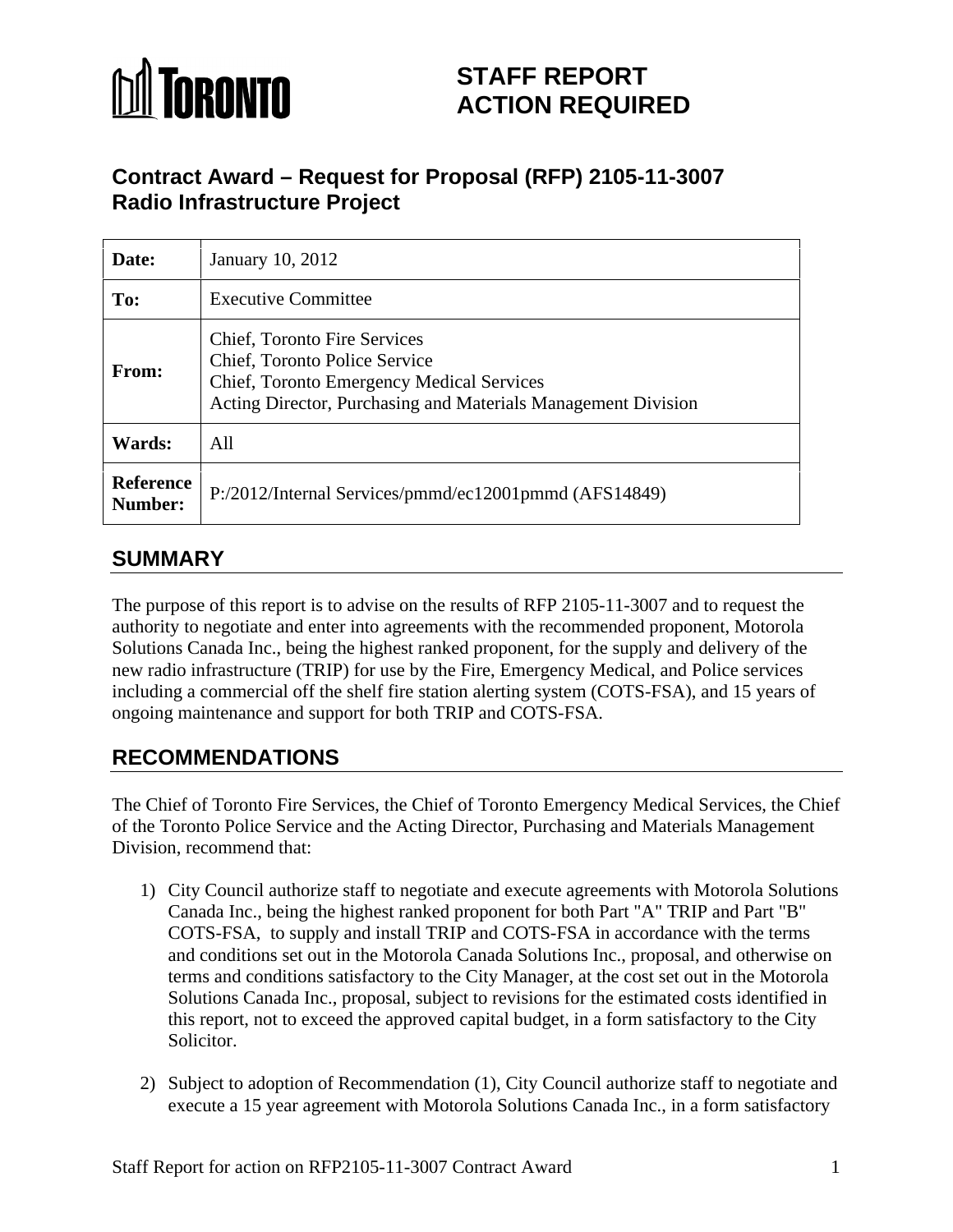# STAFF REPORT ACTION REQUIRED

## Contract Award – Request for Proposal (RFP) 2105-11-3007 Radio Infrastructure Project

| | |
|---|---|
| **Date:** | January 10, 2012 |
| **To:** | Executive Committee |
| **From:** | Chief, Toronto Fire Services<br>Chief, Toronto Police Service<br>Chief, Toronto Emergency Medical Services<br>Acting Director, Purchasing and Materials Management Division |
| **Wards:** | All |
| **Reference Number:** | P:/2012/Internal Services/pmmd/ec12001pmmd (AFS14849) |

## SUMMARY

The purpose of this report is to advise on the results of RFP 2105-11-3007 and to request the authority to negotiate and enter into agreements with the recommended proponent, Motorola Solutions Canada Inc., being the highest ranked proponent, for the supply and delivery of the new radio infrastructure (TRIP) for use by the Fire, Emergency Medical, and Police services including a commercial off the shelf fire station alerting system (COTS-FSA), and 15 years of ongoing maintenance and support for both TRIP and COTS-FSA.

## RECOMMENDATIONS

The Chief of Toronto Fire Services, the Chief of Toronto Emergency Medical Services, the Chief of the Toronto Police Service and the Acting Director, Purchasing and Materials Management Division, recommend that:

1) City Council authorize staff to negotiate and execute agreements with Motorola Solutions Canada Inc., being the highest ranked proponent for both Part "A" TRIP and Part "B" COTS-FSA, to supply and install TRIP and COTS-FSA in accordance with the terms and conditions set out in the Motorola Canada Solutions Inc., proposal, and otherwise on terms and conditions satisfactory to the City Manager, at the cost set out in the Motorola Solutions Canada Inc., proposal, subject to revisions for the estimated costs identified in this report, not to exceed the approved capital budget, in a form satisfactory to the City Solicitor.

2) Subject to adoption of Recommendation (1), City Council authorize staff to negotiate and execute a 15 year agreement with Motorola Solutions Canada Inc., in a form satisfactory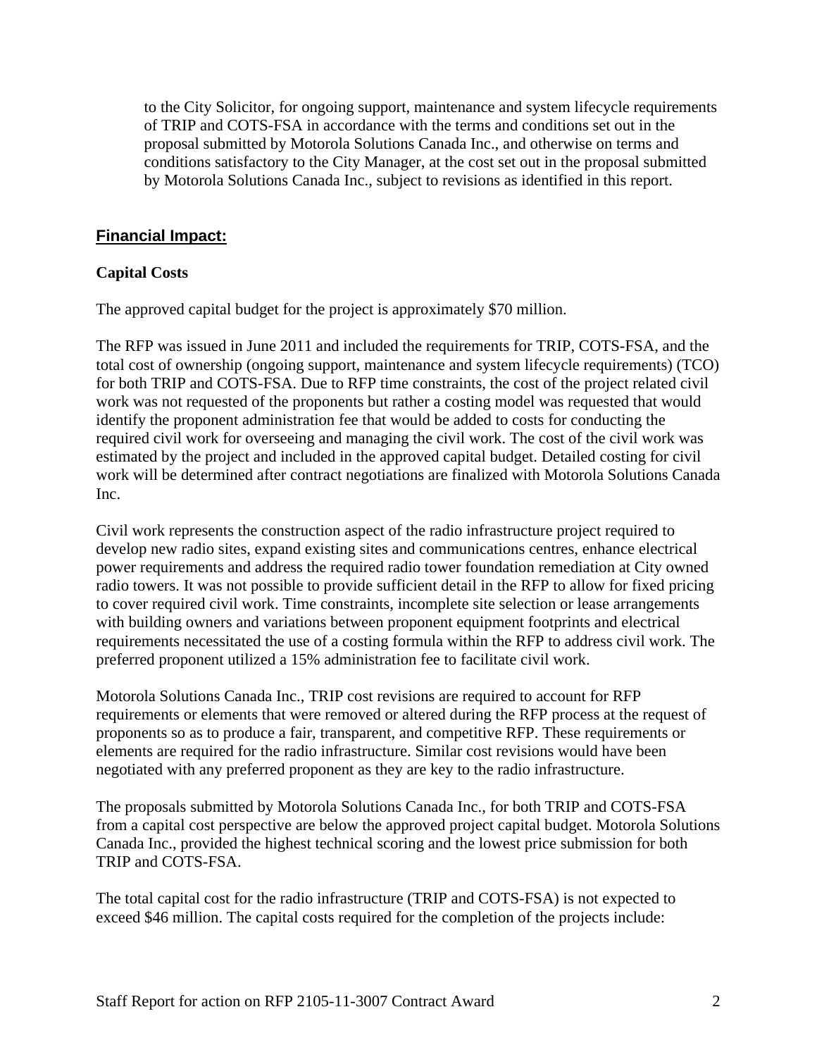to the City Solicitor, for ongoing support, maintenance and system lifecycle requirements of TRIP and COTS-FSA in accordance with the terms and conditions set out in the proposal submitted by Motorola Solutions Canada Inc., and otherwise on terms and conditions satisfactory to the City Manager, at the cost set out in the proposal submitted by Motorola Solutions Canada Inc., subject to revisions as identified in this report.

## Financial Impact:

### Capital Costs

The approved capital budget for the project is approximately $70 million.

The RFP was issued in June 2011 and included the requirements for TRIP, COTS-FSA, and the total cost of ownership (ongoing support, maintenance and system lifecycle requirements) (TCO) for both TRIP and COTS-FSA. Due to RFP time constraints, the cost of the project related civil work was not requested of the proponents but rather a costing model was requested that would identify the proponent administration fee that would be added to costs for conducting the required civil work for overseeing and managing the civil work. The cost of the civil work was estimated by the project and included in the approved capital budget. Detailed costing for civil work will be determined after contract negotiations are finalized with Motorola Solutions Canada Inc.

Civil work represents the construction aspect of the radio infrastructure project required to develop new radio sites, expand existing sites and communications centres, enhance electrical power requirements and address the required radio tower foundation remediation at City owned radio towers. It was not possible to provide sufficient detail in the RFP to allow for fixed pricing to cover required civil work. Time constraints, incomplete site selection or lease arrangements with building owners and variations between proponent equipment footprints and electrical requirements necessitated the use of a costing formula within the RFP to address civil work. The preferred proponent utilized a 15% administration fee to facilitate civil work.

Motorola Solutions Canada Inc., TRIP cost revisions are required to account for RFP requirements or elements that were removed or altered during the RFP process at the request of proponents so as to produce a fair, transparent, and competitive RFP. These requirements or elements are required for the radio infrastructure. Similar cost revisions would have been negotiated with any preferred proponent as they are key to the radio infrastructure.

The proposals submitted by Motorola Solutions Canada Inc., for both TRIP and COTS-FSA from a capital cost perspective are below the approved project capital budget. Motorola Solutions Canada Inc., provided the highest technical scoring and the lowest price submission for both TRIP and COTS-FSA.

The total capital cost for the radio infrastructure (TRIP and COTS-FSA) is not expected to exceed $46 million. The capital costs required for the completion of the projects include: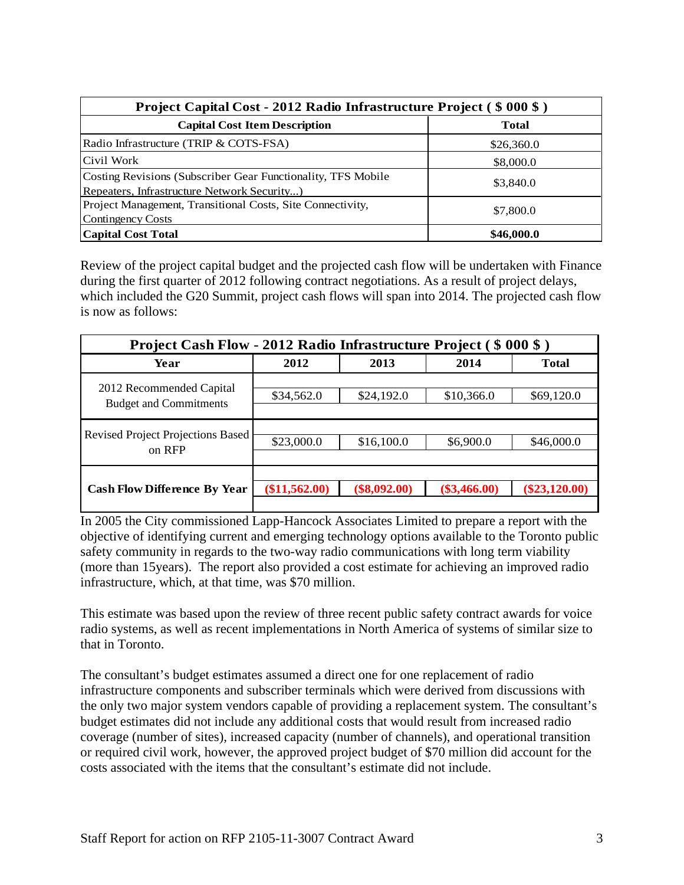| Project Capital Cost - 2012 Radio Infrastructure Project ( $ 000 $ ) | |
|---|---|
| **Capital Cost Item Description** | **Total** |
| Radio Infrastructure (TRIP & COTS-FSA) | $26,360.0 |
| Civil Work | $8,000.0 |
| Costing Revisions (Subscriber Gear Functionality, TFS Mobile Repeaters, Infrastructure Network Security...) | $3,840.0 |
| Project Management, Transitional Costs, Site Connectivity, Contingency Costs | $7,800.0 |
| **Capital Cost Total** | **$46,000.0** |

Review of the project capital budget and the projected cash flow will be undertaken with Finance during the first quarter of 2012 following contract negotiations. As a result of project delays, which included the G20 Summit, project cash flows will span into 2014. The projected cash flow is now as follows:

| Project Cash Flow - 2012 Radio Infrastructure Project ( $ 000 $ ) | | | | |
|---|---|---|---|---|
| **Year** | **2012** | **2013** | **2014** | **Total** |
| 2012 Recommended Capital Budget and Commitments | $34,562.0 | $24,192.0 | $10,366.0 | $69,120.0 |
| Revised Project Projections Based on RFP | $23,000.0 | $16,100.0 | $6,900.0 | $46,000.0 |
| **Cash Flow Difference By Year** | **($11,562.00)** | **($8,092.00)** | **($3,466.00)** | **($23,120.00)** |

In 2005 the City commissioned Lapp-Hancock Associates Limited to prepare a report with the objective of identifying current and emerging technology options available to the Toronto public safety community in regards to the two-way radio communications with long term viability (more than 15years). The report also provided a cost estimate for achieving an improved radio infrastructure, which, at that time, was $70 million.

This estimate was based upon the review of three recent public safety contract awards for voice radio systems, as well as recent implementations in North America of systems of similar size to that in Toronto.

The consultant's budget estimates assumed a direct one for one replacement of radio infrastructure components and subscriber terminals which were derived from discussions with the only two major system vendors capable of providing a replacement system. The consultant's budget estimates did not include any additional costs that would result from increased radio coverage (number of sites), increased capacity (number of channels), and operational transition or required civil work, however, the approved project budget of $70 million did account for the costs associated with the items that the consultant's estimate did not include.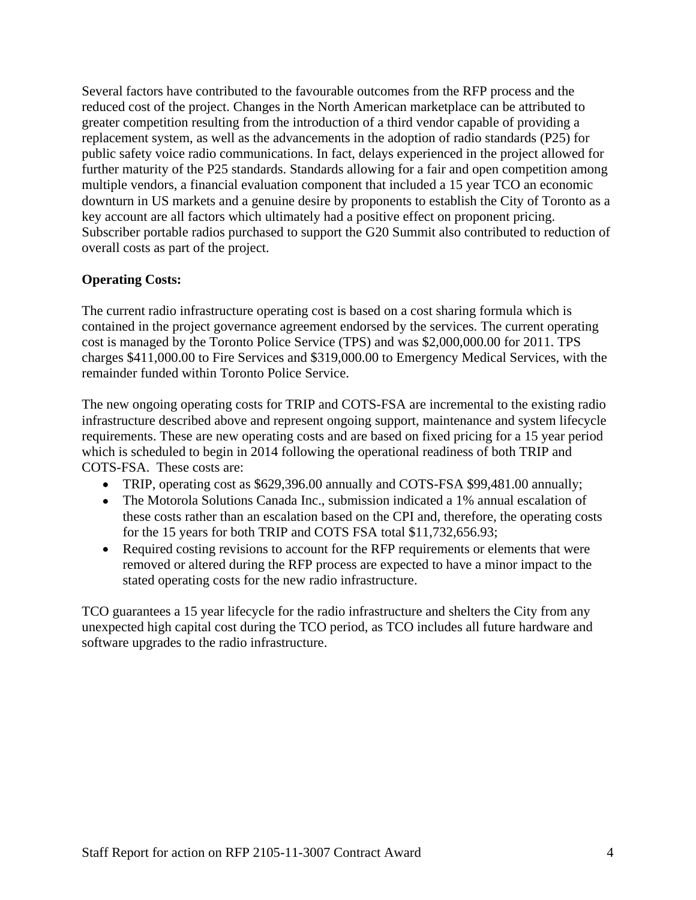Several factors have contributed to the favourable outcomes from the RFP process and the reduced cost of the project. Changes in the North American marketplace can be attributed to greater competition resulting from the introduction of a third vendor capable of providing a replacement system, as well as the advancements in the adoption of radio standards (P25) for public safety voice radio communications. In fact, delays experienced in the project allowed for further maturity of the P25 standards. Standards allowing for a fair and open competition among multiple vendors, a financial evaluation component that included a 15 year TCO an economic downturn in US markets and a genuine desire by proponents to establish the City of Toronto as a key account are all factors which ultimately had a positive effect on proponent pricing. Subscriber portable radios purchased to support the G20 Summit also contributed to reduction of overall costs as part of the project.

**Operating Costs:**

The current radio infrastructure operating cost is based on a cost sharing formula which is contained in the project governance agreement endorsed by the services. The current operating cost is managed by the Toronto Police Service (TPS) and was $2,000,000.00 for 2011. TPS charges $411,000.00 to Fire Services and $319,000.00 to Emergency Medical Services, with the remainder funded within Toronto Police Service.

The new ongoing operating costs for TRIP and COTS-FSA are incremental to the existing radio infrastructure described above and represent ongoing support, maintenance and system lifecycle requirements. These are new operating costs and are based on fixed pricing for a 15 year period which is scheduled to begin in 2014 following the operational readiness of both TRIP and COTS-FSA. These costs are:

- TRIP, operating cost as $629,396.00 annually and COTS-FSA $99,481.00 annually;
- The Motorola Solutions Canada Inc., submission indicated a 1% annual escalation of these costs rather than an escalation based on the CPI and, therefore, the operating costs for the 15 years for both TRIP and COTS FSA total $11,732,656.93;
- Required costing revisions to account for the RFP requirements or elements that were removed or altered during the RFP process are expected to have a minor impact to the stated operating costs for the new radio infrastructure.

TCO guarantees a 15 year lifecycle for the radio infrastructure and shelters the City from any unexpected high capital cost during the TCO period, as TCO includes all future hardware and software upgrades to the radio infrastructure.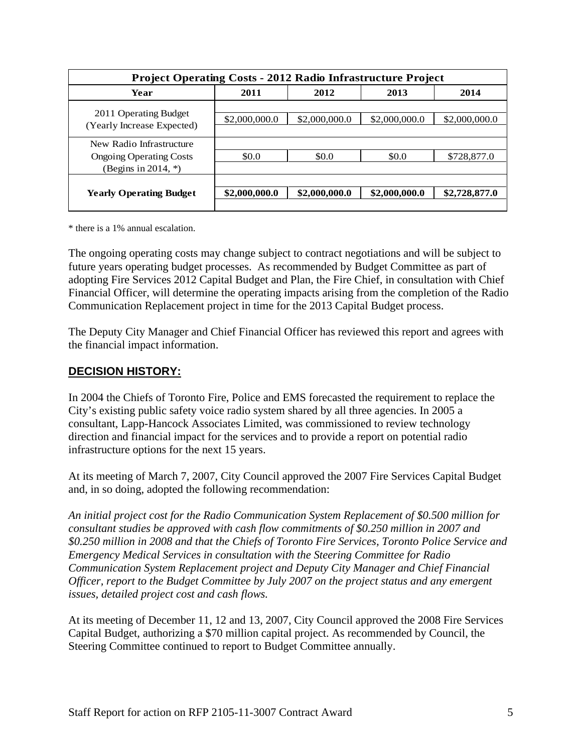| Project Operating Costs - 2012 Radio Infrastructure Project | | | | |
|---|---|---|---|---|
| **Year** | **2011** | **2012** | **2013** | **2014** |
| 2011 Operating Budget (Yearly Increase Expected) | $2,000,000.0 | $2,000,000.0 | $2,000,000.0 | $2,000,000.0 |
| New Radio Infrastructure Ongoing Operating Costs (Begins in 2014, *) | $0.0 | $0.0 | $0.0 | $728,877.0 |
| **Yearly Operating Budget** | **$2,000,000.0** | **$2,000,000.0** | **$2,000,000.0** | **$2,728,877.0** |

* there is a 1% annual escalation.

The ongoing operating costs may change subject to contract negotiations and will be subject to future years operating budget processes. As recommended by Budget Committee as part of adopting Fire Services 2012 Capital Budget and Plan, the Fire Chief, in consultation with Chief Financial Officer, will determine the operating impacts arising from the completion of the Radio Communication Replacement project in time for the 2013 Capital Budget process.

The Deputy City Manager and Chief Financial Officer has reviewed this report and agrees with the financial impact information.

## DECISION HISTORY:

In 2004 the Chiefs of Toronto Fire, Police and EMS forecasted the requirement to replace the City's existing public safety voice radio system shared by all three agencies. In 2005 a consultant, Lapp-Hancock Associates Limited, was commissioned to review technology direction and financial impact for the services and to provide a report on potential radio infrastructure options for the next 15 years.

At its meeting of March 7, 2007, City Council approved the 2007 Fire Services Capital Budget and, in so doing, adopted the following recommendation:

*An initial project cost for the Radio Communication System Replacement of $0.500 million for consultant studies be approved with cash flow commitments of $0.250 million in 2007 and $0.250 million in 2008 and that the Chiefs of Toronto Fire Services, Toronto Police Service and Emergency Medical Services in consultation with the Steering Committee for Radio Communication System Replacement project and Deputy City Manager and Chief Financial Officer, report to the Budget Committee by July 2007 on the project status and any emergent issues, detailed project cost and cash flows.*

At its meeting of December 11, 12 and 13, 2007, City Council approved the 2008 Fire Services Capital Budget, authorizing a $70 million capital project. As recommended by Council, the Steering Committee continued to report to Budget Committee annually.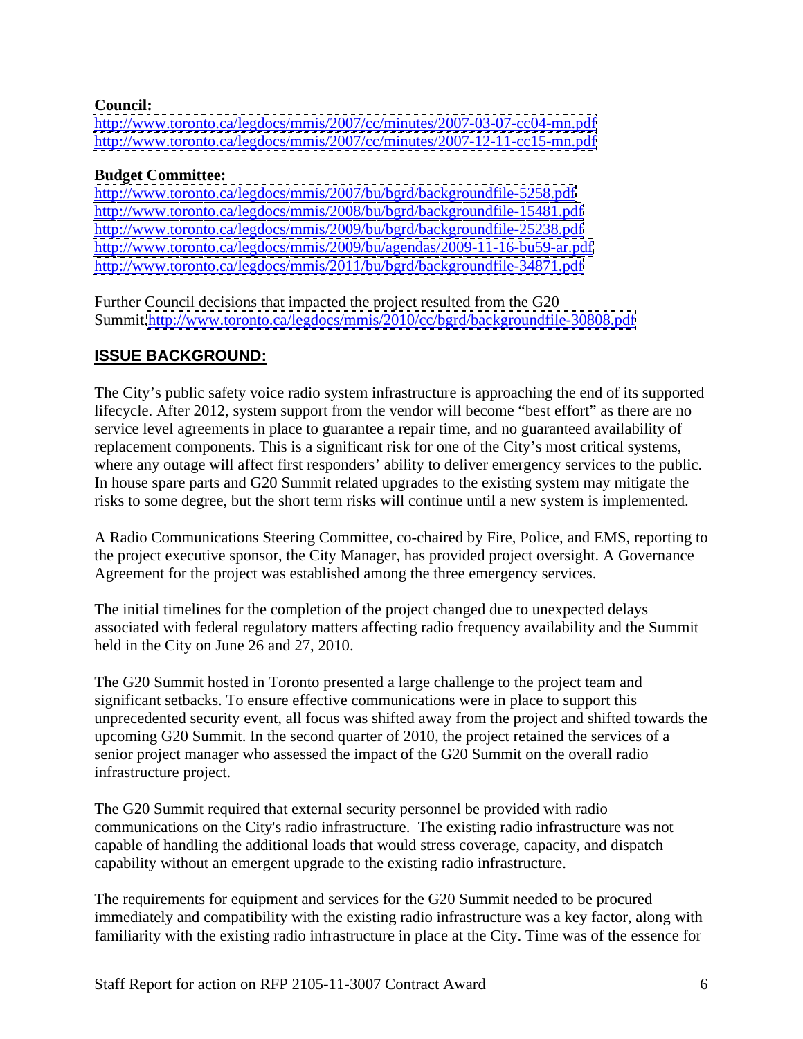**Council:**
http://www.toronto.ca/legdocs/mmis/2007/cc/minutes/2007-03-07-cc04-mn.pdf
http://www.toronto.ca/legdocs/mmis/2007/cc/minutes/2007-12-11-cc15-mn.pdf

**Budget Committee:**
http://www.toronto.ca/legdocs/mmis/2007/bu/bgrd/backgroundfile-5258.pdf
http://www.toronto.ca/legdocs/mmis/2008/bu/bgrd/backgroundfile-15481.pdf
http://www.toronto.ca/legdocs/mmis/2009/bu/bgrd/backgroundfile-25238.pdf
http://www.toronto.ca/legdocs/mmis/2009/bu/agendas/2009-11-16-bu59-ar.pdf
http://www.toronto.ca/legdocs/mmis/2011/bu/bgrd/backgroundfile-34871.pdf

Further Council decisions that impacted the project resulted from the G20 Summit http://www.toronto.ca/legdocs/mmis/2010/cc/bgrd/backgroundfile-30808.pdf

## ISSUE BACKGROUND:

The City's public safety voice radio system infrastructure is approaching the end of its supported lifecycle. After 2012, system support from the vendor will become "best effort" as there are no service level agreements in place to guarantee a repair time, and no guaranteed availability of replacement components. This is a significant risk for one of the City's most critical systems, where any outage will affect first responders' ability to deliver emergency services to the public. In house spare parts and G20 Summit related upgrades to the existing system may mitigate the risks to some degree, but the short term risks will continue until a new system is implemented.

A Radio Communications Steering Committee, co-chaired by Fire, Police, and EMS, reporting to the project executive sponsor, the City Manager, has provided project oversight. A Governance Agreement for the project was established among the three emergency services.

The initial timelines for the completion of the project changed due to unexpected delays associated with federal regulatory matters affecting radio frequency availability and the Summit held in the City on June 26 and 27, 2010.

The G20 Summit hosted in Toronto presented a large challenge to the project team and significant setbacks. To ensure effective communications were in place to support this unprecedented security event, all focus was shifted away from the project and shifted towards the upcoming G20 Summit. In the second quarter of 2010, the project retained the services of a senior project manager who assessed the impact of the G20 Summit on the overall radio infrastructure project.

The G20 Summit required that external security personnel be provided with radio communications on the City's radio infrastructure. The existing radio infrastructure was not capable of handling the additional loads that would stress coverage, capacity, and dispatch capability without an emergent upgrade to the existing radio infrastructure.

The requirements for equipment and services for the G20 Summit needed to be procured immediately and compatibility with the existing radio infrastructure was a key factor, along with familiarity with the existing radio infrastructure in place at the City. Time was of the essence for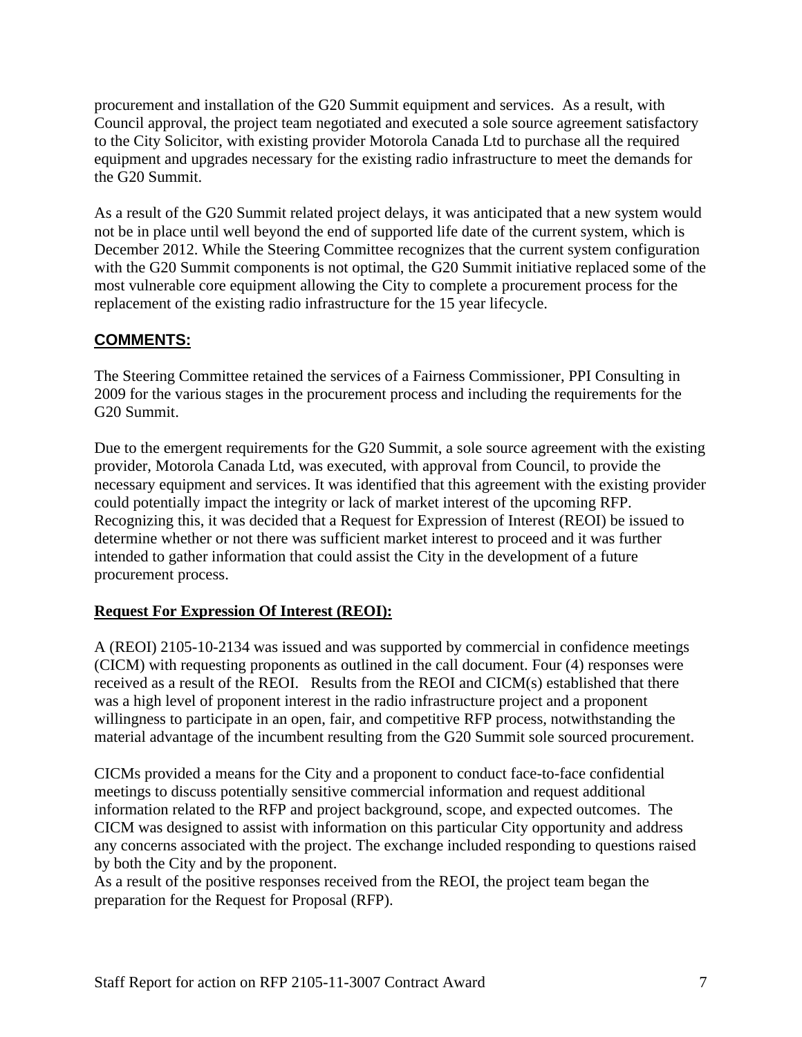procurement and installation of the G20 Summit equipment and services. As a result, with Council approval, the project team negotiated and executed a sole source agreement satisfactory to the City Solicitor, with existing provider Motorola Canada Ltd to purchase all the required equipment and upgrades necessary for the existing radio infrastructure to meet the demands for the G20 Summit.

As a result of the G20 Summit related project delays, it was anticipated that a new system would not be in place until well beyond the end of supported life date of the current system, which is December 2012. While the Steering Committee recognizes that the current system configuration with the G20 Summit components is not optimal, the G20 Summit initiative replaced some of the most vulnerable core equipment allowing the City to complete a procurement process for the replacement of the existing radio infrastructure for the 15 year lifecycle.

## COMMENTS:

The Steering Committee retained the services of a Fairness Commissioner, PPI Consulting in 2009 for the various stages in the procurement process and including the requirements for the G20 Summit.

Due to the emergent requirements for the G20 Summit, a sole source agreement with the existing provider, Motorola Canada Ltd, was executed, with approval from Council, to provide the necessary equipment and services. It was identified that this agreement with the existing provider could potentially impact the integrity or lack of market interest of the upcoming RFP. Recognizing this, it was decided that a Request for Expression of Interest (REOI) be issued to determine whether or not there was sufficient market interest to proceed and it was further intended to gather information that could assist the City in the development of a future procurement process.

### Request For Expression Of Interest (REOI):

A (REOI) 2105-10-2134 was issued and was supported by commercial in confidence meetings (CICM) with requesting proponents as outlined in the call document. Four (4) responses were received as a result of the REOI. Results from the REOI and CICM(s) established that there was a high level of proponent interest in the radio infrastructure project and a proponent willingness to participate in an open, fair, and competitive RFP process, notwithstanding the material advantage of the incumbent resulting from the G20 Summit sole sourced procurement.

CICMs provided a means for the City and a proponent to conduct face-to-face confidential meetings to discuss potentially sensitive commercial information and request additional information related to the RFP and project background, scope, and expected outcomes. The CICM was designed to assist with information on this particular City opportunity and address any concerns associated with the project. The exchange included responding to questions raised by both the City and by the proponent.
As a result of the positive responses received from the REOI, the project team began the preparation for the Request for Proposal (RFP).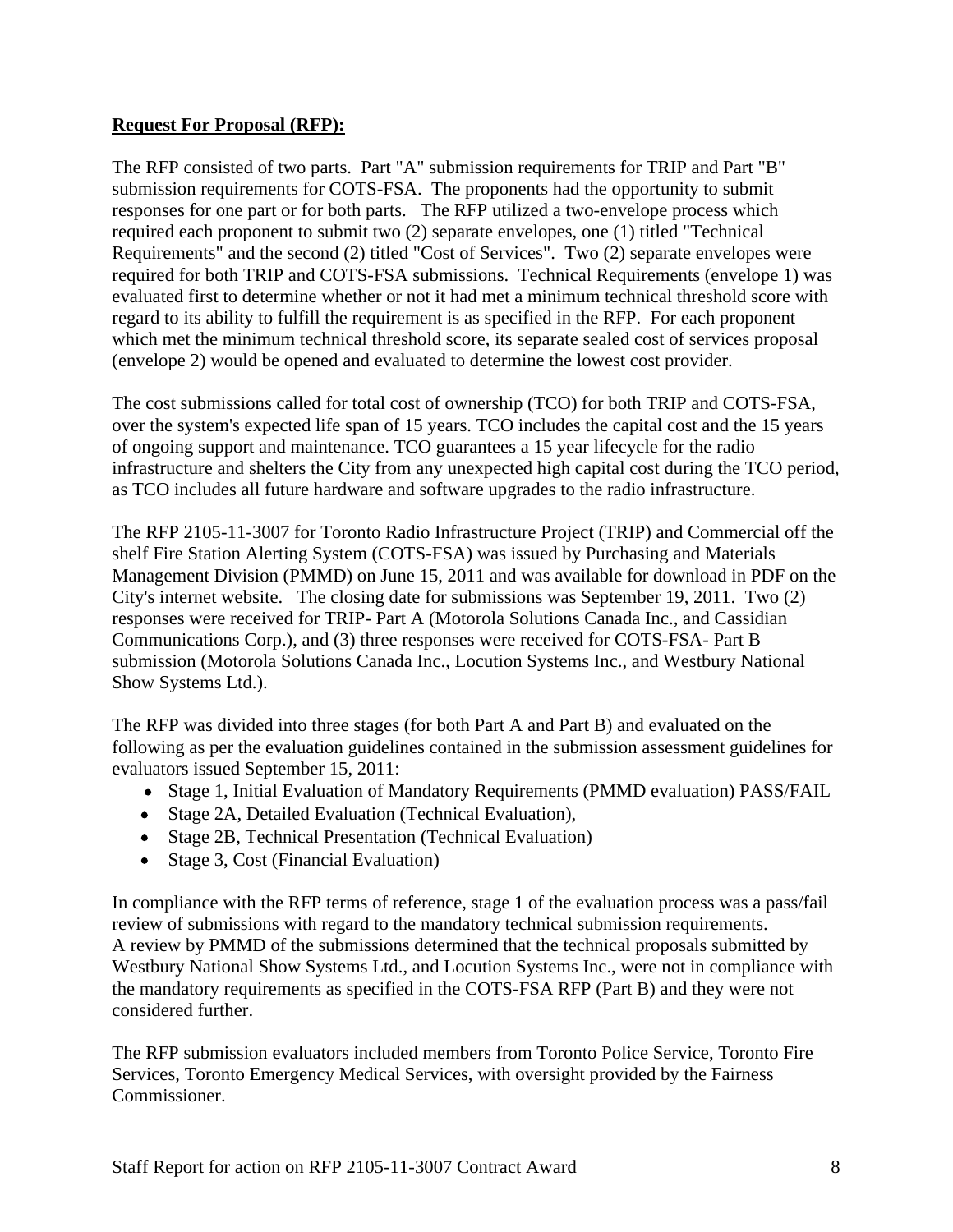**Request For Proposal (RFP):**

The RFP consisted of two parts. Part "A" submission requirements for TRIP and Part "B" submission requirements for COTS-FSA. The proponents had the opportunity to submit responses for one part or for both parts. The RFP utilized a two-envelope process which required each proponent to submit two (2) separate envelopes, one (1) titled "Technical Requirements" and the second (2) titled "Cost of Services". Two (2) separate envelopes were required for both TRIP and COTS-FSA submissions. Technical Requirements (envelope 1) was evaluated first to determine whether or not it had met a minimum technical threshold score with regard to its ability to fulfill the requirement is as specified in the RFP. For each proponent which met the minimum technical threshold score, its separate sealed cost of services proposal (envelope 2) would be opened and evaluated to determine the lowest cost provider.

The cost submissions called for total cost of ownership (TCO) for both TRIP and COTS-FSA, over the system's expected life span of 15 years. TCO includes the capital cost and the 15 years of ongoing support and maintenance. TCO guarantees a 15 year lifecycle for the radio infrastructure and shelters the City from any unexpected high capital cost during the TCO period, as TCO includes all future hardware and software upgrades to the radio infrastructure.

The RFP 2105-11-3007 for Toronto Radio Infrastructure Project (TRIP) and Commercial off the shelf Fire Station Alerting System (COTS-FSA) was issued by Purchasing and Materials Management Division (PMMD) on June 15, 2011 and was available for download in PDF on the City's internet website. The closing date for submissions was September 19, 2011. Two (2) responses were received for TRIP- Part A (Motorola Solutions Canada Inc., and Cassidian Communications Corp.), and (3) three responses were received for COTS-FSA- Part B submission (Motorola Solutions Canada Inc., Locution Systems Inc., and Westbury National Show Systems Ltd.).

The RFP was divided into three stages (for both Part A and Part B) and evaluated on the following as per the evaluation guidelines contained in the submission assessment guidelines for evaluators issued September 15, 2011:

- Stage 1, Initial Evaluation of Mandatory Requirements (PMMD evaluation) PASS/FAIL
- Stage 2A, Detailed Evaluation (Technical Evaluation),
- Stage 2B, Technical Presentation (Technical Evaluation)
- Stage 3, Cost (Financial Evaluation)

In compliance with the RFP terms of reference, stage 1 of the evaluation process was a pass/fail review of submissions with regard to the mandatory technical submission requirements. A review by PMMD of the submissions determined that the technical proposals submitted by Westbury National Show Systems Ltd., and Locution Systems Inc., were not in compliance with the mandatory requirements as specified in the COTS-FSA RFP (Part B) and they were not considered further.

The RFP submission evaluators included members from Toronto Police Service, Toronto Fire Services, Toronto Emergency Medical Services, with oversight provided by the Fairness Commissioner.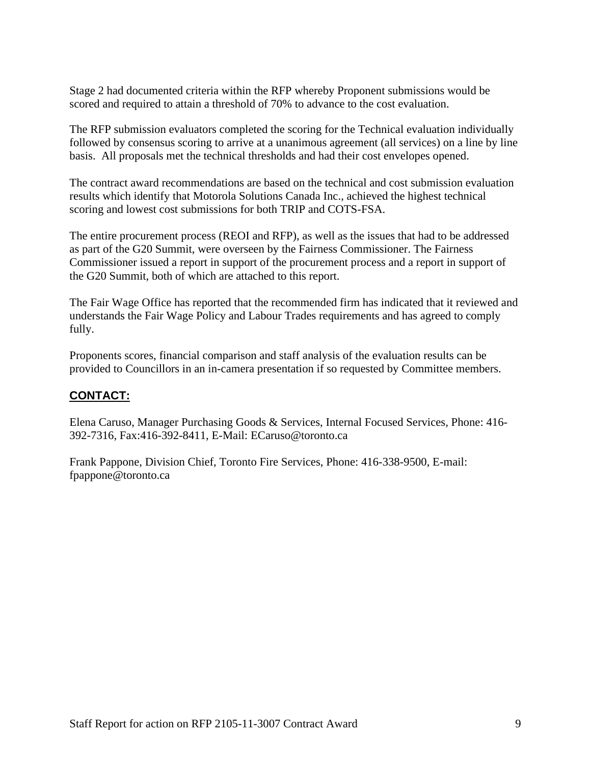Stage 2 had documented criteria within the RFP whereby Proponent submissions would be scored and required to attain a threshold of 70% to advance to the cost evaluation.

The RFP submission evaluators completed the scoring for the Technical evaluation individually followed by consensus scoring to arrive at a unanimous agreement (all services) on a line by line basis. All proposals met the technical thresholds and had their cost envelopes opened.

The contract award recommendations are based on the technical and cost submission evaluation results which identify that Motorola Solutions Canada Inc., achieved the highest technical scoring and lowest cost submissions for both TRIP and COTS-FSA.

The entire procurement process (REOI and RFP), as well as the issues that had to be addressed as part of the G20 Summit, were overseen by the Fairness Commissioner. The Fairness Commissioner issued a report in support of the procurement process and a report in support of the G20 Summit, both of which are attached to this report.

The Fair Wage Office has reported that the recommended firm has indicated that it reviewed and understands the Fair Wage Policy and Labour Trades requirements and has agreed to comply fully.

Proponents scores, financial comparison and staff analysis of the evaluation results can be provided to Councillors in an in-camera presentation if so requested by Committee members.

## CONTACT:

Elena Caruso, Manager Purchasing Goods & Services, Internal Focused Services, Phone: 416-392-7316, Fax:416-392-8411, E-Mail: ECaruso@toronto.ca

Frank Pappone, Division Chief, Toronto Fire Services, Phone: 416-338-9500, E-mail: fpappone@toronto.ca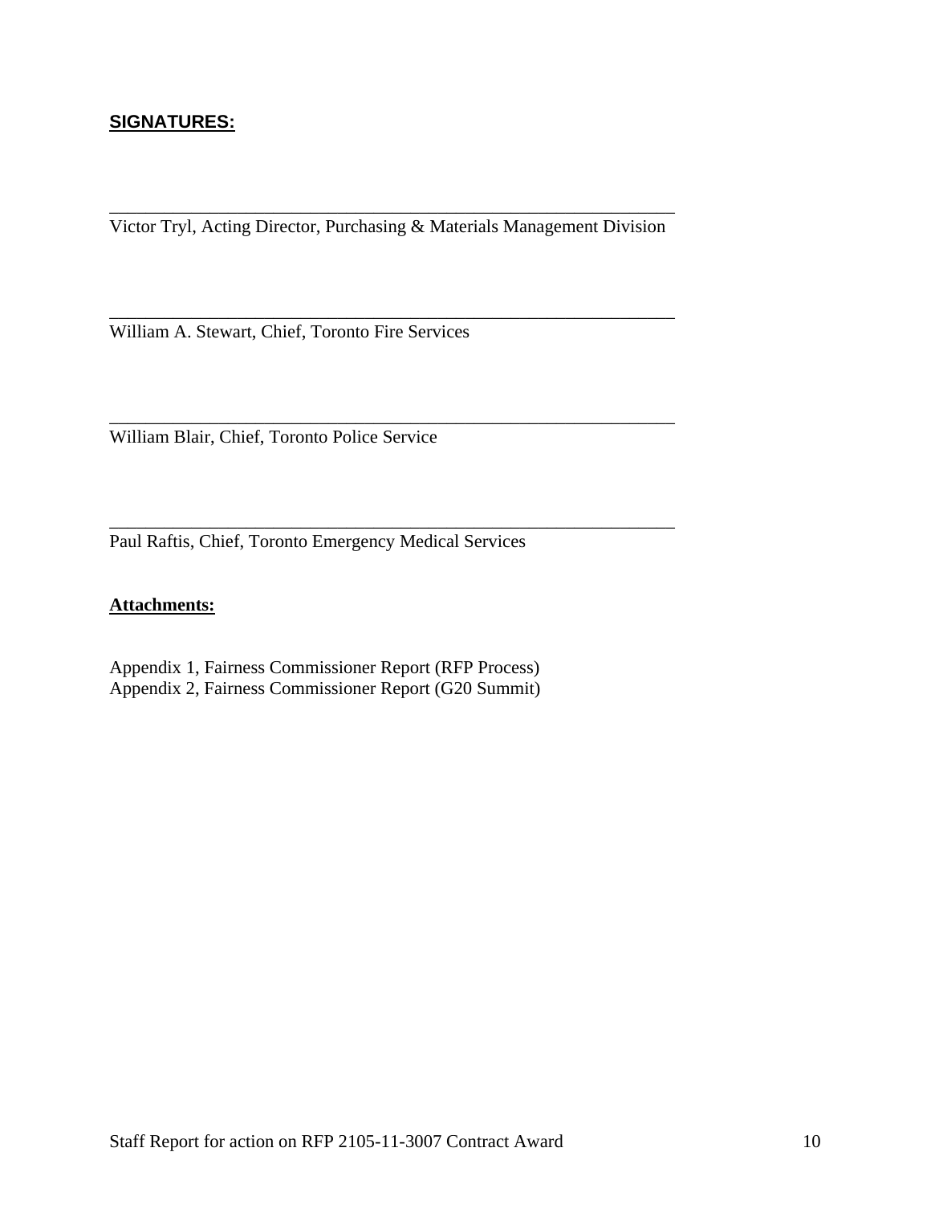## SIGNATURES:

\_\_\_\_\_\_\_\_\_\_\_\_\_\_\_\_\_\_\_\_\_\_\_\_\_\_\_\_\_\_\_\_\_\_\_\_\_\_\_\_\_\_\_\_\_\_\_\_\_\_\_\_\_\_\_\_\_\_\_\_

Victor Tryl, Acting Director, Purchasing & Materials Management Division

\_\_\_\_\_\_\_\_\_\_\_\_\_\_\_\_\_\_\_\_\_\_\_\_\_\_\_\_\_\_\_\_\_\_\_\_\_\_\_\_\_\_\_\_\_\_\_\_\_\_\_\_\_\_\_\_\_\_\_\_

William A. Stewart, Chief, Toronto Fire Services

\_\_\_\_\_\_\_\_\_\_\_\_\_\_\_\_\_\_\_\_\_\_\_\_\_\_\_\_\_\_\_\_\_\_\_\_\_\_\_\_\_\_\_\_\_\_\_\_\_\_\_\_\_\_\_\_\_\_\_\_

William Blair, Chief, Toronto Police Service

\_\_\_\_\_\_\_\_\_\_\_\_\_\_\_\_\_\_\_\_\_\_\_\_\_\_\_\_\_\_\_\_\_\_\_\_\_\_\_\_\_\_\_\_\_\_\_\_\_\_\_\_\_\_\_\_\_\_\_\_

Paul Raftis, Chief, Toronto Emergency Medical Services

**Attachments:**

Appendix 1, Fairness Commissioner Report (RFP Process)
Appendix 2, Fairness Commissioner Report (G20 Summit)